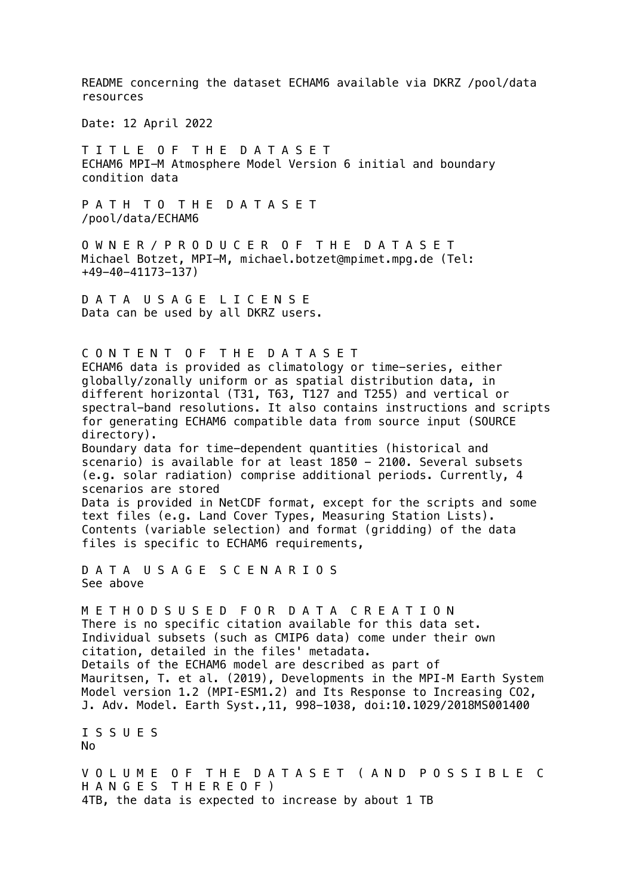README concerning the dataset ECHAM6 available via DKRZ /pool/data resources

Date: 12 April 2022

## T I T L E O F T H E D A T A S E T

ECHAM6 MPI-M Atmosphere Model Version 6 initial and boundary condition data

## P A T H T O T H E D A T A S E T

/pool/data/ECHAM6

## O W N E R / P R O D U C E R O F T H E D A T A S E T

Michael Botzet, MPI-M, michael.botzet@mpimet.mpg.de (Tel: +49-40-41173-137)

## D A T A U S A G E L I C E N S E

Data can be used by all DKRZ users.

## C O N T E N T O F T H E D A T A S E T

ECHAM6 data is provided as climatology or time-series, either globally/zonally uniform or as spatial distribution data, in different horizontal (T31, T63, T127 and T255) and vertical or spectral-band resolutions. It also contains instructions and scripts for generating ECHAM6 compatible data from source input (SOURCE directory).
Boundary data for time-dependent quantities (historical and scenario) is available for at least 1850 - 2100. Several subsets (e.g. solar radiation) comprise additional periods. Currently, 4 scenarios are stored
Data is provided in NetCDF format, except for the scripts and some text files (e.g. Land Cover Types, Measuring Station Lists).
Contents (variable selection) and format (gridding) of the data files is specific to ECHAM6 requirements,

## D A T A U S A G E S C E N A R I O S

See above

## M E T H O D S U S E D F O R D A T A C R E A T I O N

There is no specific citation available for this data set.
Individual subsets (such as CMIP6 data) come under their own citation, detailed in the files' metadata.
Details of the ECHAM6 model are described as part of
Mauritsen, T. et al. (2019), Developments in the MPI-M Earth System Model version 1.2 (MPI-ESM1.2) and Its Response to Increasing CO2, J. Adv. Model. Earth Syst.,11, 998-1038, doi:10.1029/2018MS001400

## I S S U E S

No

## V O L U M E O F T H E D A T A S E T ( A N D P O S S I B L E C H A N G E S T H E R E O F )

4TB, the data is expected to increase by about 1 TB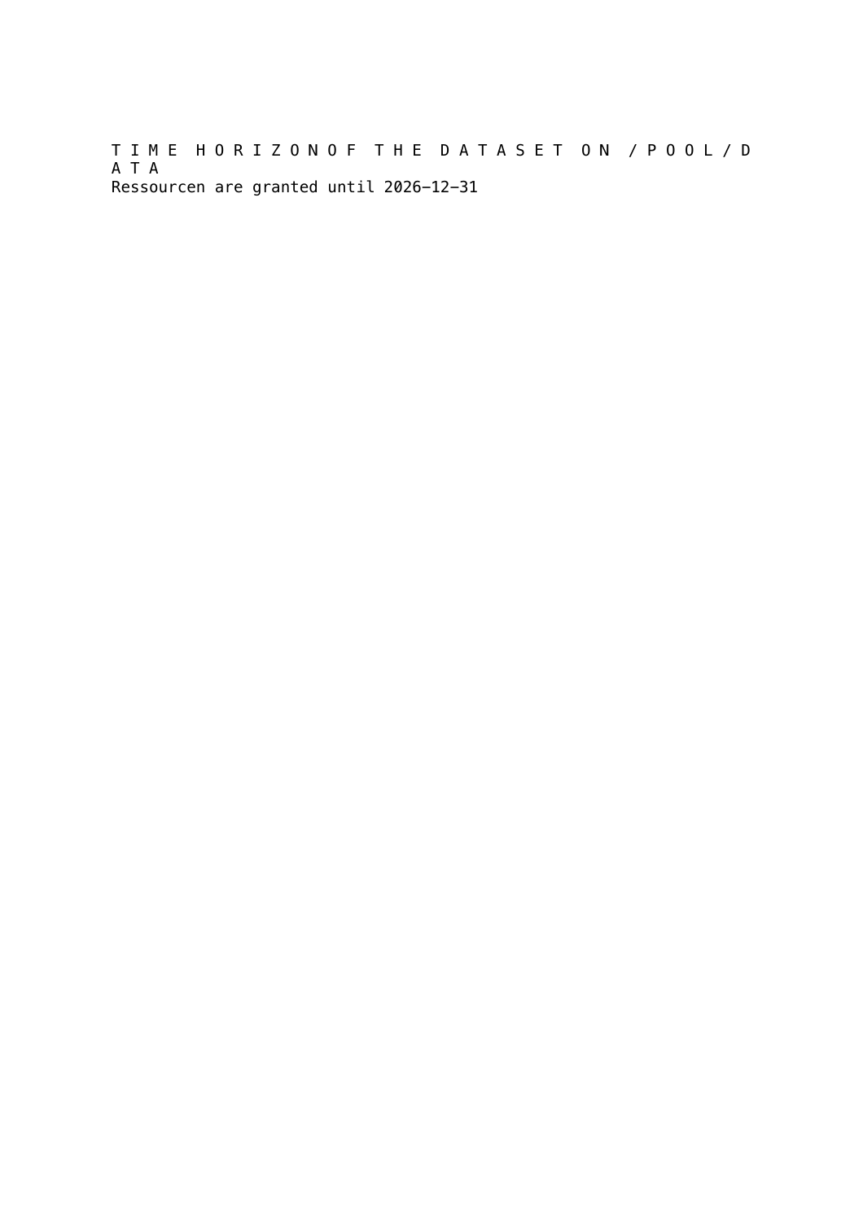## TIME HORIZONOF THE DATASET ON /POOL/DATA

Ressourcen are granted until 2026–12–31